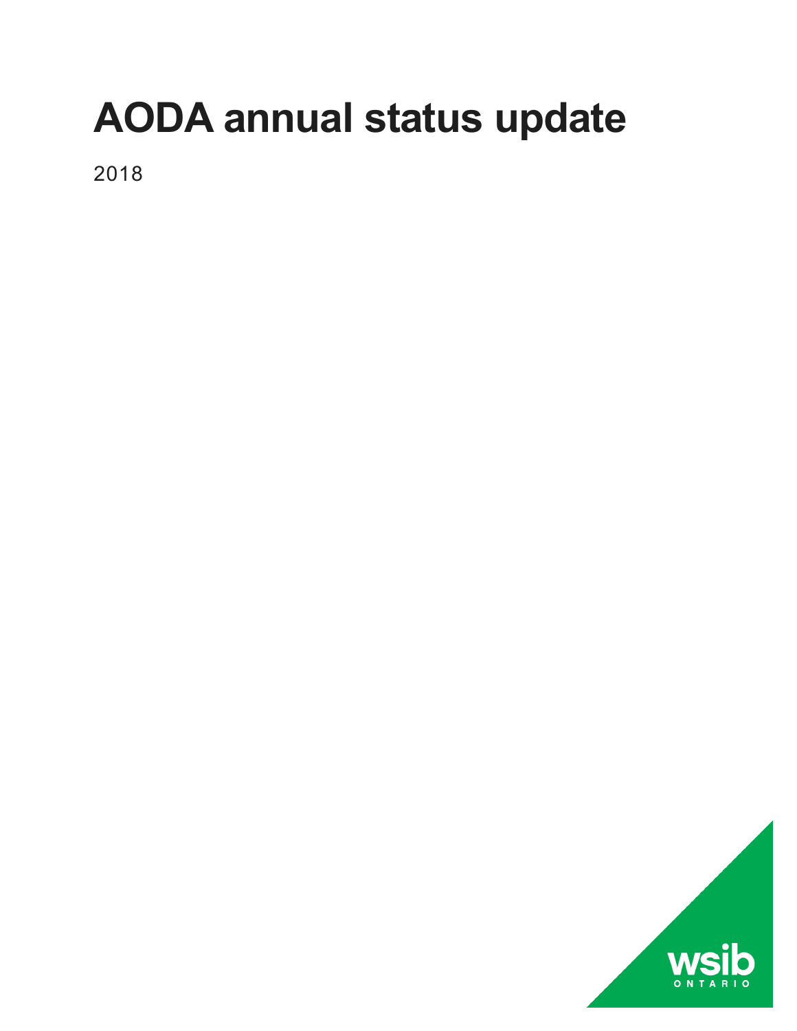# AODA annual status update

2018

wsib
ONTARIO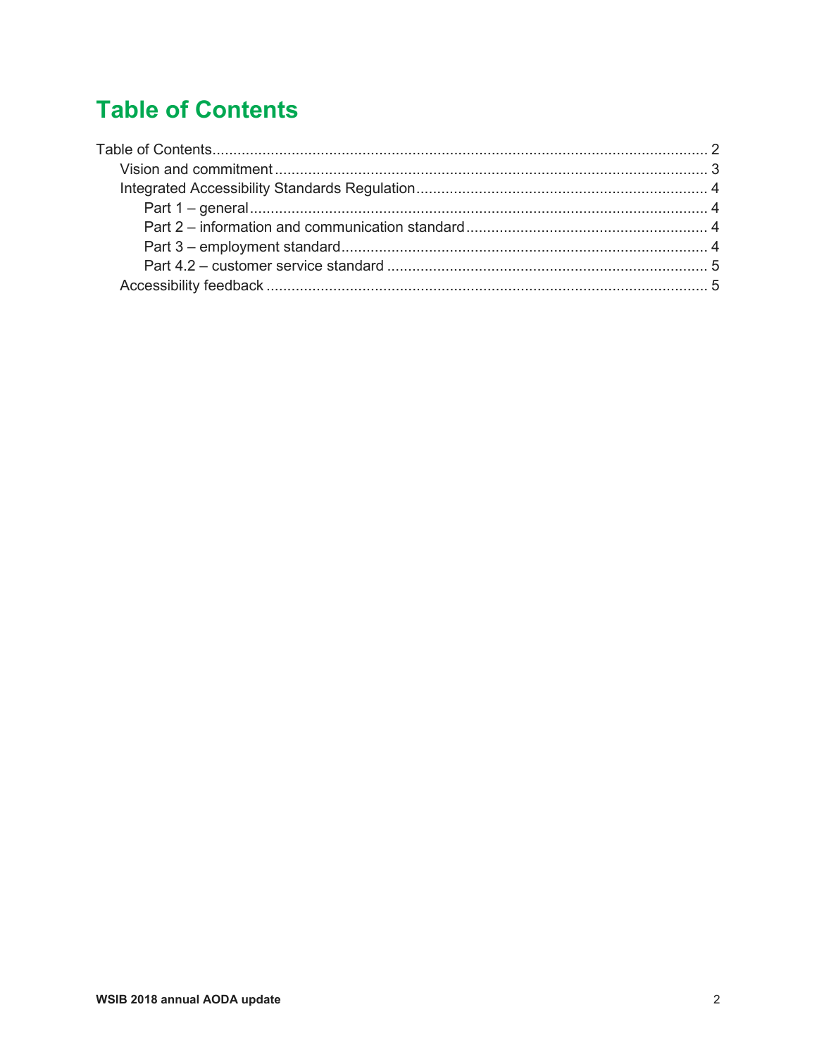# Table of Contents

Table of Contents........................................................................................................... 2
- Vision and commitment ............................................................................................. 3
- Integrated Accessibility Standards Regulation.............................................................. 4
  - Part 1 – general...................................................................................................... 4
  - Part 2 – information and communication standard...................................................... 4
  - Part 3 – employment standard................................................................................... 4
  - Part 4.2 – customer service standard ......................................................................... 5
- Accessibility feedback ................................................................................................ 5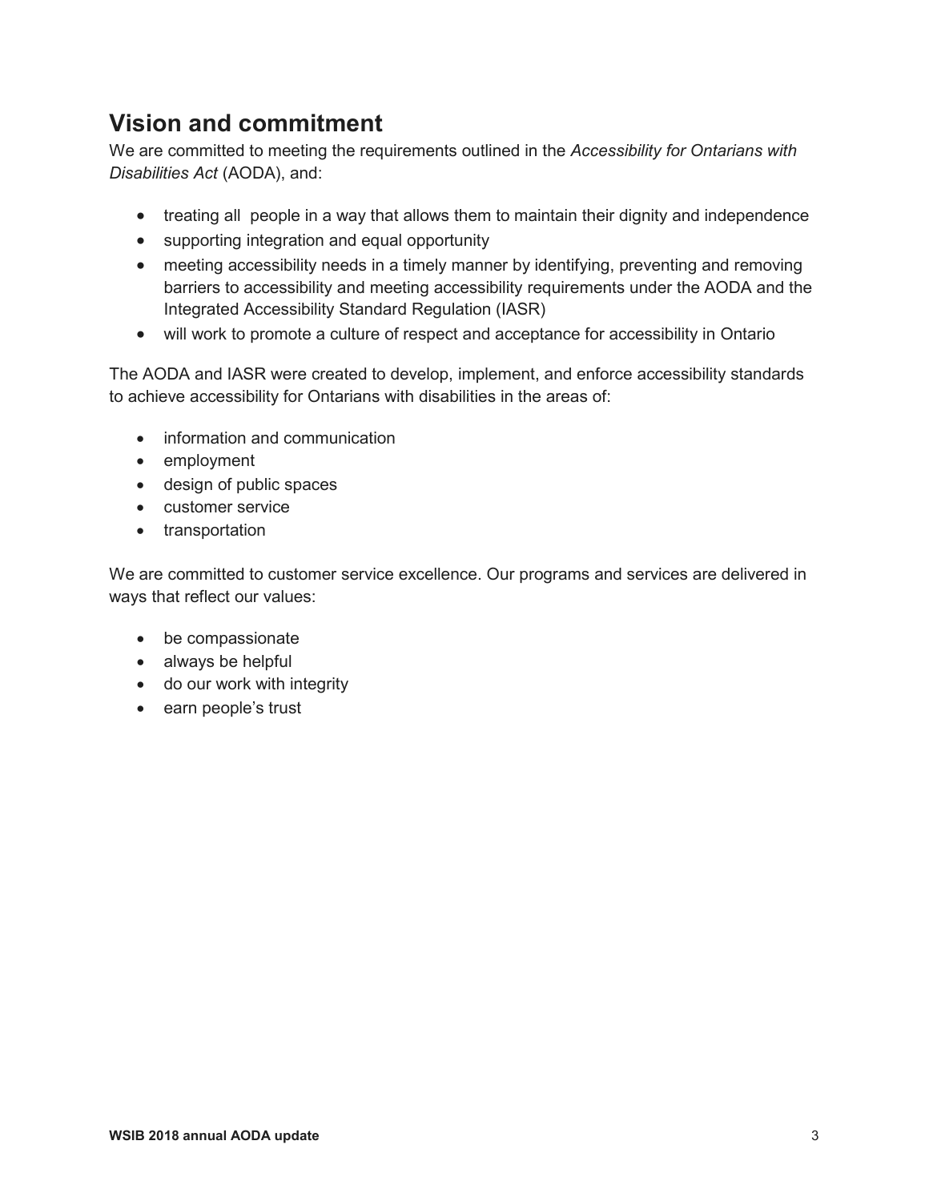## Vision and commitment

We are committed to meeting the requirements outlined in the *Accessibility for Ontarians with Disabilities Act* (AODA), and:

- treating all people in a way that allows them to maintain their dignity and independence
- supporting integration and equal opportunity
- meeting accessibility needs in a timely manner by identifying, preventing and removing barriers to accessibility and meeting accessibility requirements under the AODA and the Integrated Accessibility Standard Regulation (IASR)
- will work to promote a culture of respect and acceptance for accessibility in Ontario

The AODA and IASR were created to develop, implement, and enforce accessibility standards to achieve accessibility for Ontarians with disabilities in the areas of:

- information and communication
- employment
- design of public spaces
- customer service
- transportation

We are committed to customer service excellence. Our programs and services are delivered in ways that reflect our values:

- be compassionate
- always be helpful
- do our work with integrity
- earn people's trust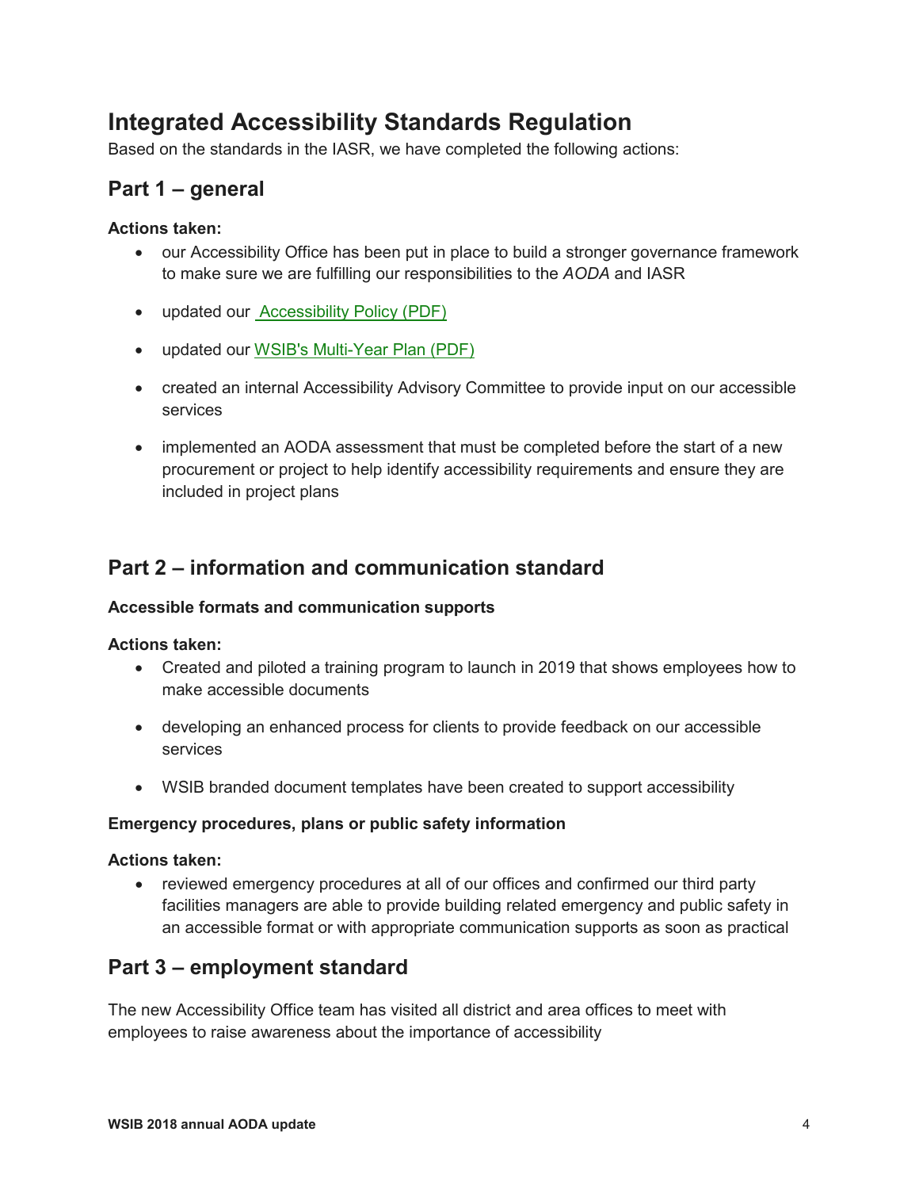## Integrated Accessibility Standards Regulation

Based on the standards in the IASR, we have completed the following actions:

### Part 1 – general

**Actions taken:**

- our Accessibility Office has been put in place to build a stronger governance framework to make sure we are fulfilling our responsibilities to the *AODA* and IASR
- updated our Accessibility Policy (PDF)
- updated our WSIB's Multi-Year Plan (PDF)
- created an internal Accessibility Advisory Committee to provide input on our accessible services
- implemented an AODA assessment that must be completed before the start of a new procurement or project to help identify accessibility requirements and ensure they are included in project plans

### Part 2 – information and communication standard

**Accessible formats and communication supports**

**Actions taken:**

- Created and piloted a training program to launch in 2019 that shows employees how to make accessible documents
- developing an enhanced process for clients to provide feedback on our accessible services
- WSIB branded document templates have been created to support accessibility

**Emergency procedures, plans or public safety information**

**Actions taken:**

- reviewed emergency procedures at all of our offices and confirmed our third party facilities managers are able to provide building related emergency and public safety in an accessible format or with appropriate communication supports as soon as practical

### Part 3 – employment standard

The new Accessibility Office team has visited all district and area offices to meet with employees to raise awareness about the importance of accessibility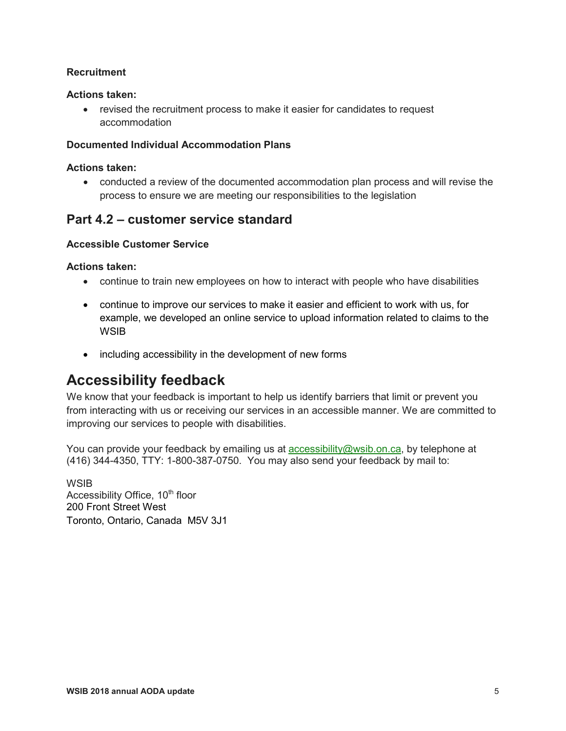#### Recruitment

**Actions taken:**

- revised the recruitment process to make it easier for candidates to request accommodation

#### Documented Individual Accommodation Plans

**Actions taken:**

- conducted a review of the documented accommodation plan process and will revise the process to ensure we are meeting our responsibilities to the legislation

### Part 4.2 – customer service standard

#### Accessible Customer Service

**Actions taken:**

- continue to train new employees on how to interact with people who have disabilities
- continue to improve our services to make it easier and efficient to work with us, for example, we developed an online service to upload information related to claims to the WSIB
- including accessibility in the development of new forms

## Accessibility feedback

We know that your feedback is important to help us identify barriers that limit or prevent you from interacting with us or receiving our services in an accessible manner. We are committed to improving our services to people with disabilities.

You can provide your feedback by emailing us at accessibility@wsib.on.ca, by telephone at (416) 344-4350, TTY: 1-800-387-0750. You may also send your feedback by mail to:

WSIB
Accessibility Office, 10th floor
200 Front Street West
Toronto, Ontario, Canada M5V 3J1